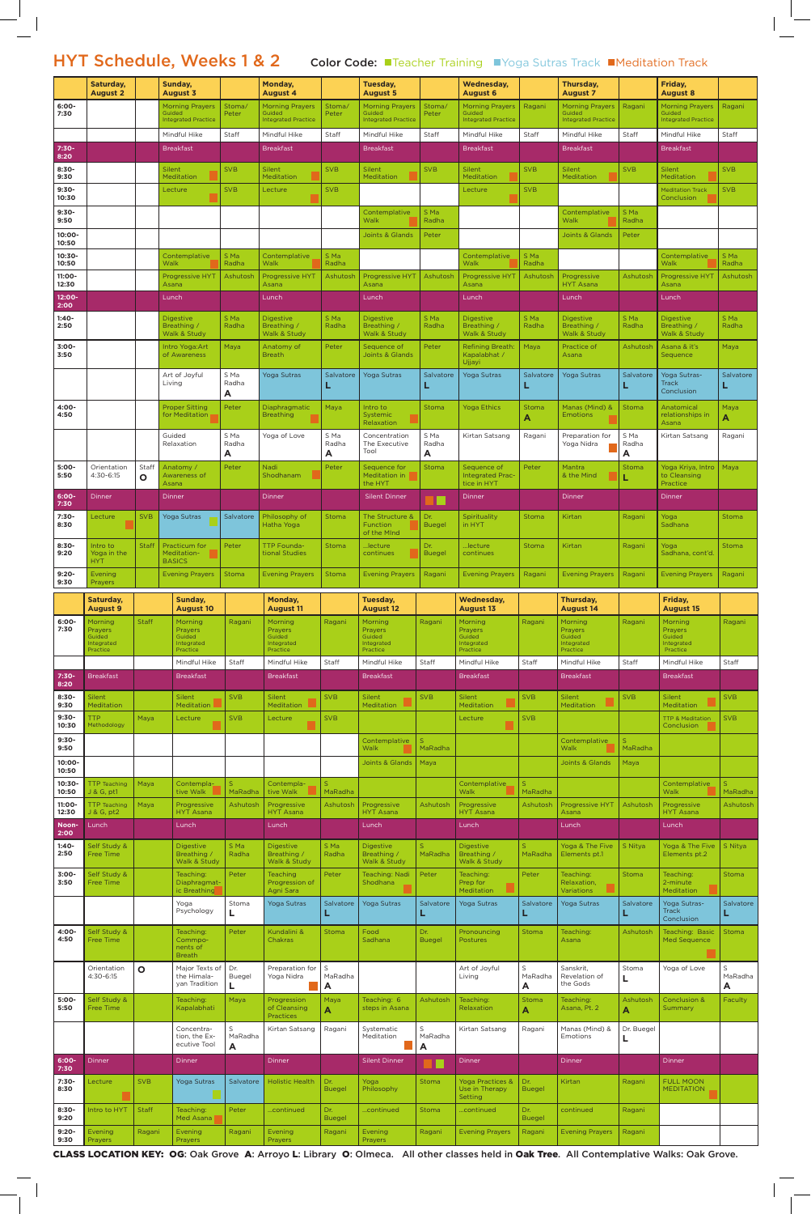# HYT Schedule, Weeks 1 & 2

Color Code: Teacher Training | Yoga Sutras Track | Meditation Track

| | Saturday, August 2 | | Sunday, August 3 | | Monday, August 4 | | Tuesday, August 5 | | Wednesday, August 6 | | Thursday, August 7 | | Friday, August 8 | |
|---|---|---|---|---|---|---|---|---|---|---|---|---|---|---|
| 6:00-7:30 | | | Morning Prayers Guided Integrated Practice | Stoma/ Peter | Morning Prayers Guided Integrated Practice | Stoma/ Peter | Morning Prayers Guided Integrated Practice | Stoma/ Peter | Morning Prayers Guided Integrated Practice | Ragani | Morning Prayers Guided Integrated Practice | Ragani | Morning Prayers Guided Integrated Practice | Ragani |
| | | | Mindful Hike | Staff | Mindful Hike | Staff | Mindful Hike | Staff | Mindful Hike | Staff | Mindful Hike | Staff | Mindful Hike | Staff |
| 7:30-8:20 | | | Breakfast | | Breakfast | | Breakfast | | Breakfast | | Breakfast | | Breakfast | |
| 8:30-9:30 | | | Silent Meditation | SVB | Silent Meditation | SVB | Silent Meditation | SVB | Silent Meditation | SVB | Silent Meditation | SVB | Silent Meditation | SVB |
| 9:30-10:30 | | | Lecture | SVB | Lecture | SVB | | | Lecture | SVB | | | Meditation Track Conclusion | SVB |
| 9:30-9:50 | | | | | | | Contemplative Walk | S Ma Radha | | | Contemplative Walk | S Ma Radha | | |
| 10:00-10:50 | | | | | | | Joints & Glands | Peter | | | Joints & Glands | Peter | | |
| 10:30-10:50 | | | Contemplative Walk | S Ma Radha | Contemplative Walk | S Ma Radha | | | Contemplative Walk | S Ma Radha | | | Contemplative Walk | S Ma Radha |
| 11:00-12:30 | | | Progressive HYT Asana | Ashutosh | Progressive HYT Asana | Ashutosh | Progressive HYT Asana | Ashutosh | Progressive HYT Asana | Ashutosh | Progressive HYT Asana | Ashutosh | Progressive HYT Asana | Ashutosh |
| 12:00-2:00 | | | Lunch | | Lunch | | Lunch | | Lunch | | Lunch | | Lunch | |
| 1:40-2:50 | | | Digestive Breathing / Walk & Study | S Ma Radha | Digestive Breathing / Walk & Study | S Ma Radha | Digestive Breathing / Walk & Study | S Ma Radha | Digestive Breathing / Walk & Study | S Ma Radha | Digestive Breathing / Walk & Study | S Ma Radha | Digestive Breathing / Walk & Study | S Ma Radha |
| 3:00-3:50 | | | Intro Yoga:Art of Awareness | Maya | Anatomy of Breath | Peter | Sequence of Joints & Glands | Peter | Refining Breath: Kapalabhat / Ujjayi | Maya | Practice of Asana | Ashutosh | Asana & it's Sequence | Maya |
| | | | Art of Joyful Living | S Ma Radha A | Yoga Sutras | Salvatore | Yoga Sutras | Salvatore L | Yoga Sutras | Salvatore L | Yoga Sutras | Salvatore L | Yoga Sutras-Track Conclusion | Salvatore L |
| 4:00-4:50 | | | Proper Sitting for Meditation | Peter | Diaphragmatic Breathing | Maya | Intro to Systemic Relaxation | Stoma | Yoga Ethics | Stoma A | Manas (Mind) & Emotions | Stoma | Anatomical relationships in Asana | Maya A |
| | | | Guided Relaxation | S Ma Radha A | Yoga of Love | S Ma Radha A | Concentration The Executive Tool | S Ma Radha A | Kirtan Satsang | Ragani | Preparation for Yoga Nidra | S Ma Radha A | Kirtan Satsang | Ragani |
| 5:00-5:50 | Orientation 4:30-6:15 | Staff O | Anatomy / Awareness of Asana | Peter | Nadi Shodhanam | Peter | Sequence for Meditation in the HYT | Stoma | Sequence of Integrated Practice in HYT | Peter | Mantra & the Mind | Stoma L | Yoga Kriya, Intro to Cleansing Practice | Maya |
| 6:00-7:30 | Dinner | | Dinner | | Dinner | | Silent Dinner | | Dinner | | Dinner | | Dinner | |
| 7:30-8:30 | Lecture | SVB | Yoga Sutras | Salvatore | Philosophy of Hatha Yoga | Stoma | The Structure & Function of the Mind | Dr. Buegel | Spirituality in HYT | Stoma | Kirtan | Ragani | Yoga Sadhana | Stoma |
| 8:30-9:20 | Intro to Yoga in the HYT | Staff | Practicum for Meditation-BASICS | Peter | TTP Foundational Studies | Stoma | ...lecture continues | Dr. Buegel | ...lecture continues | Stoma | Kirtan | Ragani | Yoga Sadhana, cont'd. | Stoma |
| 9:20-9:30 | Evening Prayers | | Evening Prayers | Stoma | Evening Prayers | Stoma | Evening Prayers | Ragani | Evening Prayers | Ragani | Evening Prayers | Ragani | Evening Prayers | Ragani |

| | Saturday, August 9 | | Sunday, August 10 | | Monday, August 11 | | Tuesday, August 12 | | Wednesday, August 13 | | Thursday, August 14 | | Friday, August 15 | |
|---|---|---|---|---|---|---|---|---|---|---|---|---|---|---|
| 6:00-7:30 | Morning Prayers Guided Integrated Practice | Staff | Morning Prayers Guided Integrated Practice | Ragani | Morning Prayers Guided Integrated Practice | Ragani | Morning Prayers Guided Integrated Practice | Ragani | Morning Prayers Guided Integrated Practice | Ragani | Morning Prayers Guided Integrated Practice | Ragani | Morning Prayers Guided Integrated Practice | Ragani |
| | | | Mindful Hike | Staff | Mindful Hike | Staff | Mindful Hike | Staff | Mindful Hike | Staff | Mindful Hike | Staff | Mindful Hike | Staff |
| 7:30-8:20 | Breakfast | | Breakfast | | Breakfast | | Breakfast | | Breakfast | | Breakfast | | Breakfast | |
| 8:30-9:30 | Silent Meditation | | Silent Meditation | SVB | Silent Meditation | SVB | Silent Meditation | SVB | Silent Meditation | SVB | Silent Meditation | SVB | Silent Meditation | SVB |
| 9:30-10:30 | TTP Methodology | Maya | Lecture | SVB | Lecture | SVB | | | Lecture | SVB | | | TTP & Meditation Conclusion | SVB |
| 9:30-9:50 | | | | | | | Contemplative Walk | S MaRadha | | | Contemplative Walk | S MaRadha | | |
| 10:00-10:50 | | | | | | | Joints & Glands | Maya | | | Joints & Glands | Maya | | |
| 10:30-10:50 | TTP Teaching J & G, pt1 | Maya | Contemplative Walk | S MaRadha | Contemplative Walk | S MaRadha | | | Contemplative Walk | S MaRadha | | | Contemplative Walk | S MaRadha |
| 11:00-12:30 | TTP Teaching J & G, pt2 | Maya | Progressive HYT Asana | Ashutosh | Progressive HYT Asana | Ashutosh | Progressive HYT Asana | Ashutosh | Progressive HYT Asana | Ashutosh | Progressive HYT Asana | Ashutosh | Progressive HYT Asana | Ashutosh |
| Noon-2:00 | Lunch | | Lunch | | Lunch | | Lunch | | Lunch | | Lunch | | Lunch | |
| 1:40-2:50 | Self Study & Free Time | | Digestive Breathing / Walk & Study | S Ma Radha | Digestive Breathing / Walk & Study | S Ma Radha | Digestive Breathing / Walk & Study | S MaRadha | Digestive Breathing / Walk & Study | S MaRadha | Yoga & The Five Elements pt.1 | S Nitya | Yoga & The Five Elements pt.2 | S Nitya |
| 3:00-3:50 | Self Study & Free Time | | Teaching: Diaphragmatic Breathing | Peter | Teaching Progression of Agni Sara | Peter | Teaching: Nadi Shodhana | Peter | Teaching: Prep for Meditation | Peter | Teaching: Relaxation, Variations | Stoma | Teaching: 2-minute Meditation | Stoma |
| | | | Yoga Psychology | Stoma L | Yoga Sutras | Salvatore L | Yoga Sutras | Salvatore L | Yoga Sutras | Salvatore L | Yoga Sutras | Salvatore L | Yoga Sutras-Track Conclusion | Salvatore L |
| 4:00-4:50 | Self Study & Free Time | | Teaching: Components of Breath | Peter | Kundalini & Chakras | Stoma | Food Sadhana | Dr. Buegel | Pronouncing Postures | Stoma | Teaching: Asana | Ashutosh | Teaching: Basic Med Sequence | Stoma |
| | Orientation 4:30-6:15 | O | Major Texts of the Himalayan Tradition | Dr. Buegel L | Preparation for Yoga Nidra | S MaRadha A | | | Art of Joyful Living | S MaRadha A | Sanskrit, Revelation of the Gods | Stoma L | Yoga of Love | S MaRadha A |
| 5:00-5:50 | Self Study & Free Time | | Teaching: Kapalabhati | Maya | Progression of Cleansing Practices | Maya A | Teaching: 6 steps in Asana | Ashutosh | Teaching: Relaxation | Stoma A | Teaching: Asana, Pt. 2 | Ashutosh A | Conclusion & Summary | Faculty |
| | | | Concentration, the Executive Tool | S MaRadha A | Kirtan Satsang | Ragani | Systematic Meditation | S MaRadha A | Kirtan Satsang | Ragani | Manas (Mind) & Emotions | Dr. Buegel L | | |
| 6:00-7:30 | Dinner | | Dinner | | Dinner | | Silent Dinner | | Dinner | | Dinner | | Dinner | |
| 7:30-8:30 | Lecture | SVB | Yoga Sutras | Salvatore | Holistic Health | Dr. Buegel | Yoga Philosophy | Stoma | Yoga Practices & Use in Therapy Setting | Dr. Buegel | Kirtan | Ragani | FULL MOON MEDITATION | |
| 8:30-9:20 | Intro to HYT | Staff | Teaching: Med Asana | Peter | ...continued | Dr. Buegel | ...continued | Stoma | ...continued | Dr. Buegel | continued | Ragani | | |
| 9:20-9:30 | Evening Prayers | Ragani | Evening Prayers | Ragani | Evening Prayers | Ragani | Evening Prayers | Ragani | Evening Prayers | Ragani | Evening Prayers | Ragani | | |

**CLASS LOCATION KEY: OG**: Oak Grove **A**: Arroyo **L**: Library **O**: Olmeca. All other classes held in **Oak Tree**. All Contemplative Walks: Oak Grove.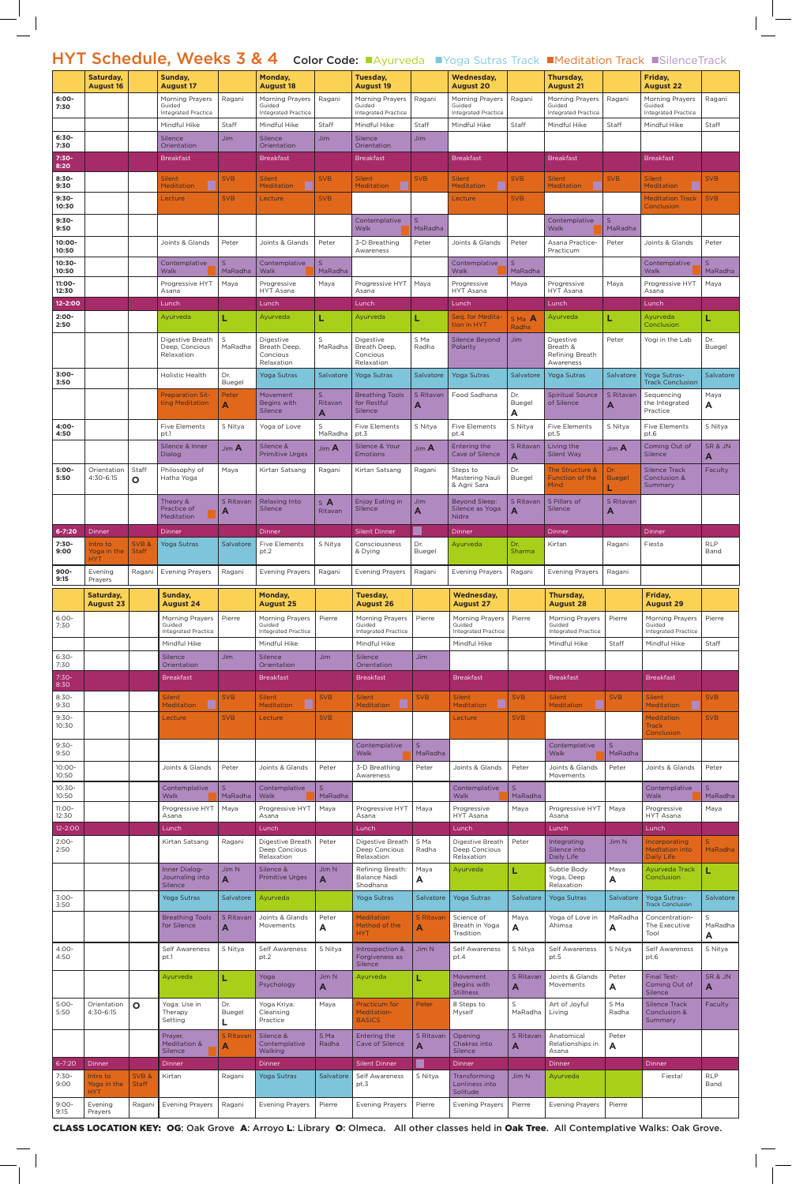# HYT Schedule, Weeks 3 & 4

Color Code: Ayurveda | Yoga Sutras Track | Meditation Track | Silence Track

| | Saturday, August 16 | | Sunday, August 17 | | Monday, August 18 | | Tuesday, August 19 | | Wednesday, August 20 | | Thursday, August 21 | | Friday, August 22 | |
|---|---|---|---|---|---|---|---|---|---|---|---|---|---|---|
| 6:00-7:30 | | | Morning Prayers Guided Integrated Practice | Ragani | Morning Prayers Guided Integrated Practice | Ragani | Morning Prayers Guided Integrated Practice | Ragani | Morning Prayers Guided Integrated Practice | Ragani | Morning Prayers Guided Integrated Practice | Ragani | Morning Prayers Guided Integrated Practice | Ragani |
| | | | Mindful Hike | Staff | Mindful Hike | Staff | Mindful Hike | Staff | Mindful Hike | Staff | Mindful Hike | Staff | Mindful Hike | Staff |
| 6:30-7:30 | | | Silence Orientation | Jim | Silence Orientation | Jim | Silence Orientation | Jim | | | | | | |
| 7:30-8:20 | | | Breakfast | | Breakfast | | Breakfast | | Breakfast | | Breakfast | | Breakfast | |
| 8:30-9:30 | | | Silent Meditation | SVB | Silent Meditation | SVB | Silent Meditation | SVB | Silent Meditation | SVB | Silent Meditation | SVB | Silent Meditation | SVB |
| 9:30-10:30 | | | Lecture | SVB | Lecture | SVB | | | Lecture | SVB | | | Meditation Track Conclusion | SVB |
| 9:30-9:50 | | | | | | | Contemplative Walk | S MaRadha | | | Contemplative Walk | S MaRadha | | |
| 10:00-10:50 | | | Joints & Glands | Peter | Joints & Glands | Peter | 3-D Breathing Awareness | Peter | Joints & Glands | Peter | Asana Practice-Practicum | Peter | Joints & Glands | Peter |
| 10:30-10:50 | | | Contemplative Walk | S MaRadha | Contemplative Walk | S MaRadha | | | Contemplative Walk | S MaRadha | | | Contemplative Walk | S MaRadha |
| 11:00-12:30 | | | Progressive HYT Asana | Maya | Progressive HYT Asana | Maya | Progressive HYT Asana | Maya | Progressive HYT Asana | Maya | Progressive HYT Asana | Maya | Progressive HYT Asana | Maya |
| 12-2:00 | | | Lunch | | Lunch | | Lunch | | Lunch | | Lunch | | Lunch | |
| 2:00-2:50 | | | Ayurveda | L | Ayurveda | L | Ayurveda | L | Seq. for Meditation in HYT | S Ma Radha A | Ayurveda | L | Ayurveda Conclusion | L |
| | | | Digestive Breath Deep, Concious Relaxation | S MaRadha | Digestive Breath Deep, Concious Relaxation | S MaRadha | Digestive Breath Deep, Concious Relaxation | S Ma Radha | Silence Beyond Polarity | Jim | Digestive Breath & Refining Breath Awareness | Peter | Yogi in the Lab | Dr. Buegel |
| 3:00-3:50 | | | Holistic Health | Dr. Buegel | Yoga Sutras | Salvatore | Yoga Sutras | Salvatore | Yoga Sutras | Salvatore | Yoga Sutras | Salvatore | Yoga Sutras-Track Conclusion | Salvatore |
| | | | Preparation Sitting Meditation | Peter A | Movement Begins with Silence | S Ritavan A | Breathing Tools for Restful Silence | S Ritavan A | Food Sadhana | Dr. Buegel A | Spiritual Source of Silence | S Ritavan A | Sequencing the Integrated Practice | Maya A |
| 4:00-4:50 | | | Five Elements pt.1 | S Nitya | Yoga of Love | S MaRadha | Five Elements pt.3 | S Nitya | Five Elements pt.4 | S Nitya | Five Elements pt.5 | S Nitya | Five Elements pt.6 | S Nitya |
| | | | Silence & Inner Dialog | Jim A | Silence & Primitive Urges | Jim A | Silence & Your Emotions | Jim A | Entering the Cave of Silence | S Ritavan A | Living the Silent Way | Jim A | Coming Out of Silence | SR & JN A |
| 5:00-5:50 | Orientation 4:30-6:15 | Staff O | Philosophy of Hatha Yoga | Maya | Kirtan Satsang | Ragani | Kirtan Satsang | Ragani | Steps to Mastering Nauli & Agni Sara | Dr. Buegel | The Structure & Function of the Mind | Dr. Buegel L | Silence Track Conclusion & Summary | Faculty |
| | | | Theory & Practice of Meditation | S Ritavan A | Relaxing Into Silence | S Ritavan A | Enjoy Eating in Silence | Jim A | Beyond Sleep: Silence as Yoga Nidra | S Ritavan A | 5 Pillars of Silence | S Ritavan A | | |
| 6-7:20 | Dinner | | Dinner | | Dinner | | Silent Dinner | | Dinner | | Dinner | | Dinner | |
| 7:30-9:00 | Intro to Yoga in the HYT | SVB & Staff | Yoga Sutras | Salvatore | Five Elements pt.2 | S Nitya | Consciousness & Dying | Dr. Buegel | Ayurveda | Dr. Sharma | Kirtan | Ragani | Fiesta | RLP Band |
| 900-9:15 | Evening Prayers | Ragani | Evening Prayers | Ragani | Evening Prayers | Ragani | Evening Prayers | Ragani | Evening Prayers | Ragani | Evening Prayers | Ragani | | |

| | Saturday, August 23 | | Sunday, August 24 | | Monday, August 25 | | Tuesday, August 26 | | Wednesday, August 27 | | Thursday, August 28 | | Friday, August 29 | |
|---|---|---|---|---|---|---|---|---|---|---|---|---|---|---|
| 6:00-7:30 | | | Morning Prayers Guided Integrated Practice | Pierre | Morning Prayers Guided Integrated Practice | Pierre | Morning Prayers Guided Integrated Practice | Pierre | Morning Prayers Guided Integrated Practice | Pierre | Morning Prayers Guided Integrated Practice | Pierre | Morning Prayers Guided Integrated Practice | Pierre |
| | | | Mindful Hike | | Mindful Hike | | Mindful Hike | | Mindful Hike | | Mindful Hike | Staff | Mindful Hike | Staff |
| 6:30-7:30 | | | Silence Orientation | Jim | Silence Orientation | Jim | Silence Orientation | Jim | | | | | | |
| 7:30-8:30 | | | Breakfast | | Breakfast | | Breakfast | | Breakfast | | Breakfast | | Breakfast | |
| 8:30-9:30 | | | Silent Meditation | SVB | Silent Meditation | SVB | Silent Meditation | SVB | Silent Meditation | SVB | Silent Meditation | SVB | Silent Meditation | SVB |
| 9:30-10:30 | | | Lecture | SVB | Lecture | SVB | | | Lecture | SVB | | | Meditation Track Conclusion | SVB |
| 9:30-9:50 | | | | | | | Contemplative Walk | S MaRadha | | | Contemplative Walk | S MaRadha | | |
| 10:00-10:50 | | | Joints & Glands | Peter | Joints & Glands | Peter | 3-D Breathing Awareness | Peter | Joints & Glands | Peter | Joints & Glands Movements | Peter | Joints & Glands | Peter |
| 10:30-10:50 | | | Contemplative Walk | S MaRadha | Contemplative Walk | S MaRadha | | | Contemplative Walk | S MaRadha | | | Contemplative Walk | S MaRadha |
| 11:00-12:30 | | | Progressive HYT Asana | Maya | Progressive HYT Asana | Maya | Progressive HYT Asana | Maya | Progressive HYT Asana | Maya | Progressive HYT Asana | Maya | Progressive HYT Asana | Maya |
| 12-2:00 | | | Lunch | | Lunch | | Lunch | | Lunch | | Lunch | | Lunch | |
| 2:00-2:50 | | | Kirtan Satsang | Ragani | Digestive Breath Deep Concious Relaxation | Peter | Digestive Breath Deep Concious Relaxation | S Ma Radha | Digestive Breath Deep Concious Relaxation | Peter | Integrating Silence into Daily Life | Jim N | Incorporating Meditation into Daily Life | S MaRadha |
| | | | Inner Dialog-Journaling into Silence | Jim N A | Silence & Primitive Urges | Jim N A | Refining Breath: Balance Nadi Shodhana | Maya A | Ayurveda | L | Subtle Body Yoga, Deep Relaxation | Maya A | Ayurveda Track Conclusion | L |
| 3:00-3:50 | | | Yoga Sutras | Salvatore | Ayurveda | | Yoga Sutras | Salvatore | Yoga Sutras | Salvatore | Yoga Sutras | Salvatore | Yoga Sutras-Track Conclusion | Salvatore |
| | | | Breathing Tools for Silence | S Ritavan A | Joints & Glands Movements | Peter A | Meditation Method of the HYT | S Ritavan A | Science of Breath in Yoga Tradition | Maya A | Yoga of Love in Ahimsa | MaRadha A | Concentration-The Executive Tool | S MaRadha A |
| 4:00-4:50 | | | Self Awareness pt.1 | S Nitya | Self Awareness pt.2 | S Nitya | Introspection & Forgiveness as Silence | Jim N | Self Awareness pt.4 | S Nitya | Self Awareness pt.5 | S Nitya | Self Awareness pt.6 | S Nitya |
| | | | Ayurveda | L | Yoga Psychology | Jim N A | Ayurveda | L | Movement Begins with Stillness | S Ritavan A | Joints & Glands Movements | Peter A | Final Test-Coming Out of Silence | SR & JN A |
| 5:00-5:50 | Orientation 4:30-6:15 | O | Yoga: Use in Therapy Setting | Dr. Buegel L | Yoga Kriya: Cleansing Practice | Maya | Practicum for Meditation-BASICS | Peter | 8 Steps to Myself | S MaRadha | Art of Joyful Living | S Ma Radha | Silence Track Conclusion & Summary | Faculty |
| | | | Prayer, Meditation & Silence | S Ritavan A | Silence & Contemplative Walking | S Ma Radha | Entering the Cave of Silence | S Ritavan A | Opening Chakras into Silence | S Ritavan A | Anatomical Relationships in Asana | Peter A | | |
| 6-7:20 | Dinner | | Dinner | | Dinner | | Silent Dinner | | Dinner | | Dinner | | Dinner | |
| 7:30-9:00 | Intro to Yoga in the HYT | SVB & Staff | Kirtan | Ragani | Yoga Sutras | Salvatore | Self Awareness pt.3 | S Nitya | Transforming Lonliness into Solitude | Jim N | Ayurveda | | Fiesta! | RLP Band |
| 9:00-9:15 | Evening Prayers | Ragani | Evening Prayers | Ragani | Evening Prayers | Pierre | Evening Prayers | Pierre | Evening Prayers | Pierre | Evening Prayers | Pierre | | |

**CLASS LOCATION KEY: OG**: Oak Grove **A**: Arroyo **L**: Library **O**: Olmeca. All other classes held in **Oak Tree**. All Contemplative Walks: Oak Grove.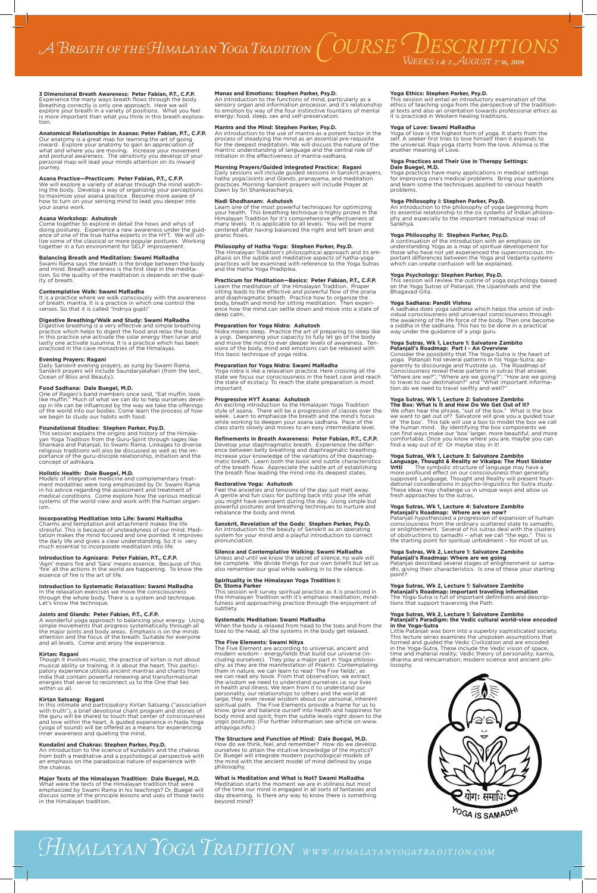# A Breath of the Himalayan Yoga Tradition Course Descriptions

*Weeks 1 & 2 August 2–16, 2008*

**3 Dimensional Breath Awareness: Peter Fabian, P.T., C.F.P.**
Experience the many ways breath flows through the body. Breathing correctly is only one approach. Here we will explore your breath in a variety of positions. What you feel is more important than what you think in this breath exploration.

**Anatomical Relationships in Asanas: Peter Fabian, P.T., C.F.P.**
Our anatomy is a great map for learning the art of going inward. Explore your anatomy to gain an appreciation of what and where you are moving. Increase your movement and postural awareness. The sensitivity you develop of your personal map will lead your minds attention on its inward journey.

**Asana Practice—Practicum: Peter Fabian, P.T., C.F.P.**
We will explore a variety of asanas through the mind watching the body. Develop a way of organizing your perceptions to maximize your asana practice. Become more aware of how to turn on your sensing mind to lead you deeper into your asana work.

**Asana Workshop: Ashutosh**
Come together to explore in detail the hows and whys of doing postures. Experience a new awareness under the guidance of one of the true hatha experts in the HYT. We will utilize some of the classical or more popular postures. Working together in a fun environment for SELF improvement.

**Balancing Breath and Meditation: Swami MaRadha**
Swami Rama says the breath is the bridge between the body and mind. Breath awareness is the first step in the meditation. So the quality of the meditation is depends on the quality of breath.

**Contemplative Walk: Swami MaRadha**
It is a practice where we walk consciously with the awareness of breath, mantra. It is a practice in which one control the senses. So that it is called "Indriya gupti"

**Digestive Breathing/Walk and Study: Swami MaRadha**
Digestive breathing is a very effective and simple breathing practice which helps to digest the food and relax the body. In this practice one activate the solar energy then lunar and lastly one activate susumna. It is a practice which has been practiced in the cave monastries of the Himalayas.

**Evening Prayers: Ragani**
Daily Sanskrit evening prayers, as sung by Swami Rama. Sanskrit prayers will include Saundaryalahari (from the text, Ocean of Bliss and Beauty).

**Food Sadhana: Dale Buegel, M.D.**
One of Ragani's band members once said, "Eat muffin, look like muffin." Much of what we can do to help ourselves develop in life can be influenced by the way we take the offerings of the world into our bodies. Come learn the process of how we begin to study our habits with food.

**Foundational Studies: Stephen Parker, Psy.D.**
This session explains the origins and history of the Himalayan Yoga Tradition from the Guru-Spirit through sages like Shankara and Patanjali, to Swami Rama. Linkages to diverse religious traditions will also be discussed as well as the importance of the guru-disciple relationship, initiation and the concept of adhikara.

**Holistic Health: Dale Buegel, M.D.**
Models of integrative medicine and complementary treatment modalities were long emphasized by Dr. Swami Rama in his advice regarding the assessment and treatment of medical conditions. Come explore how the various medical systems of the world view and work with the human organism.

**Incorporating Meditation Into Life: Swami MaRadha**
Charms and temptation and attachment makes the life stressful. This is because of unsteadyness of our mind. Meditation makes the mind focused and one pointed. It improves the daily life and gives a clear understanding. So it is very much essential to incorporate meditation into life.

**Introduction to Agnisara: Peter Fabian, P.T., C.F.P.**
'Agni' means fire and 'Sara' means essence. Because of this 'fire' all the actions in the world are happening. To know the essence of fire is the art of life.

**Introduction to Systematic Relaxation: Swami MaRadha**
In the relaxation exercises we move the consciousness through the whole body. There is a system and technique. Let's know the technique.

**Joints and Glands: Peter Fabian, P.T., C.F.P.**
A wonderful yoga approach to balancing your energy. Using simple movements that progress systematically through all the major joints and body areas. Emphasis is on the minds attention and the focus of the breath. Suitable for everyone and all levels. Come and enjoy the experience.

**Kirtan: Ragani**
Though it involves music, the practice of kirtan is not about musical ability or training, it is about the heart. This participatory experience utilizes ancient mantras and chants from India that contain powerful renewing and transformational energies that serve to reconnect us to the One that lies within us all.

**Kirtan Satsang: Ragani**
In this intimate and participatory Kirtan Satsang ("association with truth"), a brief devotional chant program and stories of the guru will be shared to touch that center of consciousness and love within the heart. A guided experience in Nada Yoga (yoga of sound) will be offered as a means for experiencing inner awareness and quieting the mind.

**Kundalini and Chakras: Stephen Parker, Psy.D.**
An introduction to the science of kundalini and the chakras from both a meditative and a psychological perspective with an emphasis on the paradoxical nature of experience with the chakras.

**Major Texts of the Himalayan Tradition: Dale Buegel, M.D.**
What were the texts of the Himalayan tradition that were emphasized by Swami Rama in his teachings? Dr. Buegel will discuss some of the principle lessons and uses of those texts in the Himalayan tradition.

**Manas and Emotions: Stephen Parker, Psy.D.**
An introduction to the functions of mind, particularly as a sensory organ and information processor, and it's relationship to emotion by way of the four instinctive fountains of mental energy: food, sleep, sex and self-preservation.

**Mantra and the Mind: Stephen Parker, Psy.D.**
An introduction to the use of mantra as a potent factor in the process of steadying the mind as an essential pre-requisite for the deepest meditation. We will discuss the nature of the mantric understanding of language and the central role of initiation in the effectiveness of mantra-sadhana.

**Morning Prayers/Guided Integrated Practice: Ragani**
Daily sessions will include guided sessions in Sanskrit prayers, hatha yoga/Joints and Glands, pranayama, and meditation practices. Morning Sanskrit prayers will include Prayer at Dawn by Sri Shankaracharya.

**Nadi Shodhanam: Ashutosh**
Learn one of the most powerful techniques for optimizing your health. This breathing technique is highly prized in the Himalayan Tradition for it's comprehensive effectiveness at many levels. It is applicable to all levels. You will be more centered after having balanced the right and left brain and pranic flows.

**Philosophy of Hatha Yoga: Stephen Parker, Psy.D.**
The Himalayan Tradition's philosophical approach and its emphasis on the subtle and meditative aspects of hatha-yoga practices will be examined with reference to the Yoga Sutras and the Hatha Yoga Pradipika.

**Practicum for Meditation—Basics: Peter Fabian, P.T., C.F.P.**
Learn the meditation of the Himalayan Tradition. Proper sitting leads to the effective and powerful flow of the prana and diaphragmatic breath. Practice how to organize the body, breath and mind for sitting meditation. Then experience how the mind can settle down and move into a state of deep calm.

**Preparation for Yoga Nidra: Ashutosh**
Nidra means sleep. Practice the art of preparing to sleep like a yogi. Deepening your capacity to fully let go of the body and move the mind to ever deeper levels of awareness. Tensions of the body, mind and emotions can be released with this basic technique of yoga nidra.

**Preparation for Yoga Nidra: Swami MaRadha**
Yoga nidra is like a relaxation practice. Here crossing all the state we focus our consciousness in the heart cave and reach the state of ecstacy. To reach the state preparation is most important.

**Progressive HYT Asana: Ashutosh**
An exciting introduction to the Himalayan Yoga Tradition style of asana. There will be a progression of classes over the week. Learn to emphasize the breath and the mind's focus while working to deepen your asana sadhana. Pace of the class starts slowly and moves to an easy intermediate level.

**Refinements in Breath Awareness: Peter Fabian, P.T., C.F.P.**
Develop your diaphragmatic breath. Experience the difference between belly breathing and diaphragmatic breathing. Increase your knowledge of the variations of the diaphragmatic breath. Learn both the basic and subtle characteristics of the breath flow. Appreciate the subtle art of establishing the breath flow leading the mind into its deepest states.

**Restorative Yoga: Ashutosh**
Feel the anxieties and tensions of the day just melt away. A gentle and fun class for putting back into your life what you might have overspent during the day. Using simple but powerful postures and breathing techniques to nurture and rebalance the body and mind.

**Sanskrit, Revelation of the Gods: Stephen Parker, Psy.D.**
An introduction to the beauty of Sanskrit as an operating system for your mind and a playful introduction to correct pronunciation.

**Silence and Contemplative Walking: Swami MaRadha**
Unless and until we know the secret of silence, no walk will be complete. We divide things for our own binefit but let us also remember our goal while walking in to the silence.

**Spirituality in the Himalayan Yoga Tradition I: Dr. Stoma Parker**
This session will survey spiritual practice as it is practiced in the Himalayan Tradition with it's emphasis on meditation, mindfulness and approaching practice through the enjoyment of subtlety.

**Systematic Meditation: Swami MaRadha**
When the body is relaxed from head to the toes and from the toes to the head, all the systems in the body get relaxed.

**The Five Elements: Swami Nitya**
The Five Element are according to universal, ancient and modern wisdom - energyfields that build our universe (including ourselves). They play a major part in Yoga philosophy, as they are the manifestation of Prakriti. Contemplating them in nature, we can learn to read 'The Five fields', as we can read any book. From that observation, we extract the wisdom we need to understand ourselves i.e. our lives in health and illness. We learn from it to understand our personality, our relationships to others and the world at large; they even reveal wisdom about our personal, inherent spiritual path. The Five Elements provide a frame for us to know, grow and balance ourself into health and happiness for body mind and spirit; from the subtle levels right down to the yogic postures. (For further information see article on www.athayoga.info.)

**The Structure and Function of Mind: Dale Buegel, M.D.**
How do we think, feel, and remember? How do we develop ourselves to attain the intuitive knowledge of the mystics? Dr. Buegel will integrate modern psychological models of the mind with the ancient model of mind defined by yoga philosophy.

**What is Meditation and What is Not? Swami MaRadha**
Meditation starts the moment we are in stillness but most of the time our mind is engaged in all sorts of fantasies and day dreaming. Is there any way to know there is something beyond mind?

**Yoga Ethics: Stephen Parker, Psy.D.**
This session will entail an introductory examination of the ethics of teaching yoga from the perspective of the traditional texts and also an orientation towards professional ethics as it is practiced in Western healing traditions.

**Yoga of Love: Swami MaRadha**
Yoga of love is the highest form of yoga. It starts from the self. A seeker first tries to love himself then it expands to the universal. Raja yoga starts from the love. Ahimsa is the another meaning of Love.

**Yoga Practices and Their Use in Therapy Settings: Dale Buegel, M.D.**
Yoga practices have many applications in medical settings for improving one's medical problems. Bring your questions and learn some the techniques applied to various health problems.

**Yoga Philosophy I: Stephen Parker, Psy.D.**
An introduction to the philosophy of yoga beginning from its essential relationship to the six systems of Indian philosophy and especially to the important metaphysical map of Sankhya.

**Yoga Philosophy II: Stephen Parker, Psy.D.**
A continuation of the introduction with an emphasis on understanding Yoga as a map of spiritual development for those who have not yet experienced the superconscious. Important differences between the Yoga and Vedanta systems which can create confusion will be explained.

**Yoga Psychology: Stephen Parker, Psy.D.**
This session will review the outline of yoga psychology based on the Yoga Sutras of Patanjali, the Upanishads and the Bhagavad Gita.

**Yoga Sadhana: Pandit Vishnu**
A sadhaka does yoga sadhana which helps the union of individual consciousness and universasl consciousness through the awakning of the life force of the body. Then one become a siddha in the sadhana. This has to be done in a practical way under the guidance of a yogi guru.

**Yoga Sutras, Wk 1, Lecture 1: Salvatore Zambito**
**Patanjali's Roadmap: Part I - An Overview**
Consider the possibility that The Yoga-Sutra is the heart of yoga. Patanjali hid several patterns in his Yoga-Sutra, apparently to discourage and frustrate us. The Roadmap of Consciousness reveal these patterns in sutras that answer, "Where are we?"; "Where are we going?"; "How are we going to travel to our destination?" and "What important information do we need to travel swiftly and well?"

**Yoga Sutras, Wk 1, Lecture 2: Salvatore Zambito**
**The Box: What Is It and How Do We Get Out of It?**
We often hear the phrase, "out of the box." What is the box we want to get out of? Salvatore will give you a guided tour of 'the box'. This talk will use a box to model the box we call the human mind. By identifying the box components we can find ways make our 'box' larger, more beautiful, and more comfortable. Once you know where you are, maybe you can find a way out of it! Or maybe stay in it!

**Yoga Sutras, Wk 1, Lecture 3: Salvatore Zambito**
**Language, Thought & Reality or Vikalpa: The Most Sinister Vrtti** The symbolic structure of language may have a more profound effect on our consciousness than generally supposed. Language, Thought and Reality will present foundational considerations in psycho-linguistics for Sutra study. These ideas may challenge us in unique ways and allow us fresh approaches to the sutras.

**Yoga Sutras, Wk 1, Lecture 4: Salvatore Zambito**
**Patanjali's Roadmap: Where are we now?**
Patanjali hypothesized a progression of expansion of human consciousness from the ordinary scattered state to samadhi, or enlightenment. Several of his sutras deal with the clusters of obstructions to samadhi – what we call "the ego." This is the starting point for spiritual unfoldment – for most of us.

**Yoga Sutras, Wk 2, Lecture 1: Salvatore Zambito**
**Patanjali's Roadmap: Where are we going**
Patanjali described several stages of enlightenment or samadhi, giving their characteristics. Is one of these your starting point?

**Yoga Sutras, Wk 2, Lecture 1: Salvatore Zambito**
**Patanjali's Roadmap: Important traveling information**
The Yoga-Sutra is full of important definitions and descriptions that support traversing the Path.

**Yoga Sutras, Wk 2, Lecture 1: Salvatore Zambito**
**Patanjali's Paradigm: the Vedic cultural world-view encoded in the Yoga-Sutra**
Little Patanjali was born into a superbly sophisticated society. This lecture series examines the unspoken assumptions that formed and guided the Vedic Civilization and are encoded in the Yoga-Sutra. These include the Vedic vision of space, time and material reality; Vedic theory of personality; karma, dharma and reincarnation; modern science and ancient philosophy.

योगः समाधिः
YOGA IS SAMADHI

Himalayan Yoga Tradition www.himalayanyogatradition.com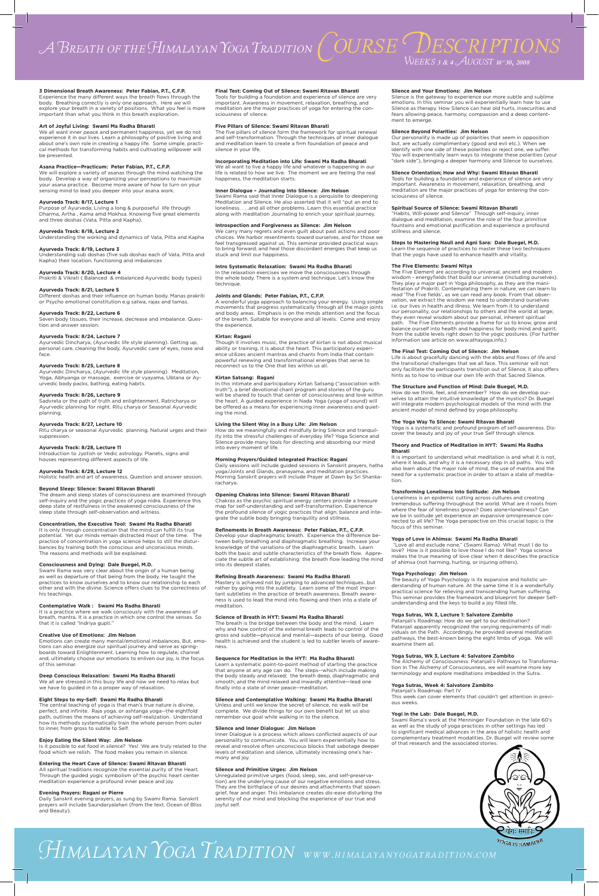# A Breath of the Himalayan Yoga Tradition Course Descriptions

Weeks 3 & 4 August 16–30, 2008

**3 Dimensional Breath Awareness: Peter Fabian, P.T., C.F.P.**
Experience the many different ways the breath flows through the body. Breathing correctly is only one approach. Here we will explore your breath in a variety of positions. What you feel is more important than what you think in this breath exploration.

**Art of Joyful Living: Swami Ma Radha Bharati**
We all want inner peace and permanent happiness, yet we do not experience it in our lives. Learn a philosophy of positive living and about one's own role in creating a happy life. Some simple, practical methods for transforming habits and cultivating willpower will be presented.

**Asana Practice—Practicum: Peter Fabian, P.T., C.F.P.**
We will explore a variety of asanas through the mind watching the body. Develop a way of organizing your perceptions to maximize your asana practice. Become more aware of how to turn on your sensing mind to lead you deeper into your asana work.

**Ayurveda Track: 8/17, Lecture 1**
Purpose of Ayurveda; Living a long & purposeful life through Dharma, Artha , Kama amd Mokhsa. Knowing five great elements and three doshas (Vata, Pitta and Kapha).

**Ayurveda Track: 8/18, Lecture 2**
Understanding the working and dynamics of Vata, Pitta and Kapha

**Ayurveda Track: 8/19, Lecture 3**
Understanding sub doshas (five sub doshas each of Vata, Pitta and Kapha) their location, functioning and imbalances

**Ayurveda Track: 8/20, Lecture 4**
Prakriti & Vikrati ( Balanced & imbalanced Ayurvedic body types)

**Ayurveda Track: 8/21, Lecture 5**
Different doshas and their influence on human body. Manas prakriti or Psycho emotional constitution e.g satwa, rajas and tamas.

**Ayurveda Track: 8/22, Lecture 6**
Seven body tissues, their increase, decrease and imbalance. Question and answer session.

**Ayurveda Track: 8/24, Lecture 7**
Ayurvedic Dincharya, (Ayurvedic life style planning). Getting up, personal care, cleaning the body, Ayurvedic care of eyes, nose and face.

**Ayurveda Track: 8/25, Lecture 8**
Ayurvedic Dincharya, (Ayurvedic life style planning). Meditation, Yoga, Abhyanga or massage, exercise or vyayama, Ubtana or Ayurvedic body packs, bathing, eating habits.

**Ayurveda Track: 8/26, Lecture 9**
Sadvrata or the path of truth and enlightenment, Ratricharya or Ayurvedic planning for night. Ritu charya or Seasonal Ayurvedic planning.

**Ayurveda Track: 8/27, Lecture 10**
Ritu charya or seasonal Ayurvedic planning. Natural urges and their suppression.

**Ayurveda Track: 8/28, Lecture 11**
Introduction to Jyotish or Vedic astrology. Planets, signs and houses representing different aspects of life.

**Ayurveda Track: 8/29, Lecture 12**
Holistic health and art of awareness. Question and answer session.

**Beyond Sleep: Silence: Swami Ritavan Bharati**
The dream and sleep states of consciousness are examined through self-inquiry and the yogic practices of yoga nidra. Experience this deep state of restfulness in the awakened consciousness of the sleep state through self-observation and witness.

**Concentration, the Executive Tool: Swami Ma Radha Bharati**
It is only through concentration that the mind can fulfill its true potential. Yet our minds remain distracted most of the time. The practice of concentration in yoga science helps to still the disturbances by training both the conscious and unconscious minds. The reasons and methods will be explained.

**Consciousness and Dying: Dale Buegel, M.D.**
Swami Rama was very clear about the origin of a human being as well as departure of that being from the body. He taught the practices to know ourselves and to know our relationship to each other and with the divine. Science offers clues to the correctness of his teachings.

**Contemplative Walk : Swami Ma Radha Bharati**
It is a practice where we walk consciously with the awareness of breath, mantra. It is a practice in which one control the senses. So that it is called "Indriya gupti."

**Creative Use of Emotions: Jim Nelson**
Emotions can create many mental/emotional imbalances. But, emotions can also energize our spiritual journey and serve as springboards toward Enlightenment. Learning how to regulate, channel and, ultimately choose our emotions to enliven our joy, is the focus of this seminar.

**Deep Conscious Relaxation: Swami Ma Radha Bharati**
We all are stressed in this busy life and now we need to relax but we have to guided in to a proper way of relaxation.

**Eight Steps to my-Self: Swami Ma Radha Bharati**
The central teaching of yoga is that man's true nature is divine, perfect, and infinite. Raja yoga, or ashtanga yoga--the eightfold path, outlines the means of achieving self-realization. Understand how its methods systematically train the whole person from outer to inner, from gross to subtle to Self.

**Enjoy Eating the Silent Way: Jim Nelson**
Is it possible to eat food in silence? Yes! We are truly related to the food which we relish. The food makes you remain in silence.

**Entering the Heart Cave of Silence: Swami Ritavan Bharati**
All spiritual traditions recognize the essential purity of the Heart. Through the guided yogic symbolism of the psychic heart center meditation experience a profound inner peace and joy.

**Evening Prayers: Ragani or Pierre**
Daily Sanskrit evening prayers, as sung by Swami Rama. Sanskrit prayers will include Saundaryalahari (from the text, Ocean of Bliss and Beauty).

**Final Test: Coming Out of Silence: Swami Ritavan Bharati**
Tools for building a foundation and experience of silence are very important. Awareness in movement, relaxation, breathing, and meditation are the major practices of yoga for entering the consciousness of silence.

**Five Pillars of Silence: Swami Ritavan Bharati**
The five pillars of silence form the framework for spiritual renewal and self-transformation. Through the techniques of inner dialogue and meditation learn to create a firm foundation of peace and silence in your life.

**Incorporating Meditation into Life: Swami Ma Radha Bharati**
We all want to live a happy life and whatever is happening in our life is related to how we live. The moment we are feeling the real happiness, the meditation starts.

**Inner Dialogue – Journaling Into Silence: Jim Nelson**
Swami Rama said that Inner Dialogue is a perquisite to deepening Meditation and Silence. He also asserted that it will "put an end to loneliness. . . .and all other problems. Learn this essential practice along with meditation Journaling to enrich your spiritual journey.

**Introspection and Forgiveness as Silence: Jim Nelson**
We carry many regrets and even guilt about past actions and poor choices. We harbor resentments toward ourselves, and for those we feel transgressed against us. This seminar provides practical ways to bring forward, and heal those discordant energies that keep us stuck and limit our happiness.

**Intro Systematic Relaxation: Swami Ma Radha Bharati**
In the relaxation exercises we move the consciousness through the whole body. There is a system and technique. Let's know the technique.

**Joints and Glands: Peter Fabian, P.T., C.F.P.**
A wonderful yoga approach to balancing your energy. Using simple movements that progress systematically through all the major joints and body areas. Emphasis is on the minds attention and the focus of the breath. Suitable for everyone and all levels. Come and enjoy the experience.

**Kirtan: Ragani**
Though it involves music, the practice of kirtan is not about musical ability or training, it is about the heart. This participatory experience utilizes ancient mantras and chants from India that contain powerful renewing and transformational energies that serve to reconnect us to the One that lies within us all.

**Kirtan Satsang: Ragani**
In this intimate and participatory Kirtan Satsang ("association with truth"), a brief devotional chant program and stories of the guru will be shared to touch that center of consciousness and love within the heart. A guided experience in Nada Yoga (yoga of sound) will be offered as a means for experiencing inner awareness and quieting the mind.

**Living the Silent Way in a Busy Life: Jim Nelson**
How do we meaningfully and mindfully bring Silence and tranquility into the stressful challenges of everyday life? Yoga Science and Silence provide many tools for directing and absorbing our mind into every moment of life.

**Morning Prayers/Guided Integrated Practice: Ragani**
Daily sessions will include guided sessions in Sanskrit prayers, hatha yoga/Joints and Glands, pranayama, and meditation practices. Morning Sanskrit prayers will include Prayer at Dawn by Sri Shankaracharya.

**Opening Chakras into Silence: Swami Ritavan Bharati**
Chakras as the psychic spiritual energy centers provide a treasure map for self-understanding and self-transformation. Experience the profound silence of yogic practices that align, balance and integrate the subtle body bringing tranquility and stillness.

**Refinements in Breath Awareness: Peter Fabian, P.T., C.F.P.**
Develop your diaphragmatic breath. Experience the difference between belly breathing and diaphragmatic breathing. Increase your knowledge of the variations of the diaphragmatic breath. Learn both the basic and subtle characteristics of the breath flow. Appreciate the subtle art of establishing the breath flow leading the mind into its deepest states.

**Refining Breath Awareness: Swami Ma Radha Bharati**
Mastery is achieved not by jumping to advanced techniques...but rather by going into the subtlety. Learn some of the most important subtleties in the practice of breath awareness. Breath awareness is used to lead the mind into flowing and then into a state of meditation.

**Science of Breath in HYT: Swami Ma Radha Bharati**
The breath is the bridge between the body and the mind. Learn why and how control of the external breath leads to control of the gross and subtle—physical and mental—aspects of our being. Good health is achieved and the student is led to subtler levels of awareness.

**Sequence for Meditation in the HYT: Ma Radha Bharati**
Learn a systematic point-to-point method of starting the practice that anyone at any age can do. The steps--which include making the body steady and relaxed; the breath deep, diaphragmatic and smooth; and the mind relaxed and inwardly attentive—lead one finally into a state of inner peace--meditation.

**Silence and Contemplative Walking: Swami Ma Radha Bharati**
Unless and until we know the secret of silence, no walk will be complete. We divide things for our own benefit but let us also remember our goal while walking in to the silence.

**Silence and Inner Dialogue: Jim Nelson**
Inner Dialogue is a process which allows conflicted aspects of our personality to communicate. You will learn experientially how to reveal and resolve often unconscious blocks that sabotage deeper levels of meditation and silence, ultimately increasing one's harmony and joy.

**Silence and Primitive Urges: Jim Nelson**
Unregulated primitive urges (food, sleep, sex, and self-preservation) are the underlying cause of our negative emotions and stress. They are the birthplace of our desires and attachments that spawn grief, fear and anger. This imbalance creates dis-ease disturbing the serenity of our mind and blocking the experience of our true and joyful self.

**Silence and Your Emotions: Jim Nelson**
Silence is the gateway to experience our more subtle and sublime emotions. In this seminar you will experientially learn how to use Silence as therapy. How Silence can heal old hurts, insecurities and fears allowing peace, harmony, compassion and a deep contentment to emerge.

**Silence Beyond Polarities: Jim Nelson**
Our personality is made up of polarities that seem in opposition but, are actually complimentary (good and evil etc.). When we identify with one side of these polarities or reject one, we suffer. You will experientially learn ways to integrate these polarities (your "dark side"), bringing a deeper harmony and Silence to ourselves.

**Silence Orientation; How and Why: Swami Ritavan Bharati**
Tools for building a foundation and experience of silence are very important. Awareness in movement, relaxation, breathing, and meditation are the major practices of yoga for entering the consciousness of silence.

**Spiritual Source of Silence: Swami Ritavan Bharati**
"Habits, Will-power and Silence" Through self-inquiry, inner dialogue and meditation, examine the role of the four primitive fountains and emotional purification and experience a profound stillness and silence.

**Steps to Mastering Nauli and Agni Sara: Dale Buegel, M.D.**
Learn the sequence of practices to master these two techniques that the yogis have used to enhance health and vitality.

**The Five Elements: Swami Nitya**
The Five Element are according to universal, ancient and modern wisdom - energyfields that build our universe (including ourselves). They play a major part in Yoga philosophy, as they are the manifestation of Prakriti. Contemplating them in nature, we can learn to read 'The Five fields', as we can read any book. From that observation, we extract the wisdom we need to understand ourselves i.e. our lives in health and illness. We learn from it to understand our personality, our relationships to others and the world at large; they even reveal wisdom about our personal, inherent spiritual path. The Five Elements provide a frame for us to know, grow and balance ourself into health and happiness for body mind and spirit; from the subtle levels right down to the yogic postures. (For further information see article on www.athayoga.info.)

**The Final Test: Coming Out of Silence: Jim Nelson**
Life is about gracefully dancing with the ebbs and flows of life and the transitional challenges that we all face. This seminar will not only facilitate the participants transition out of Silence, it also offers hints as to how to imbue our own life with that Sacred Silence.

**The Structure and Function of Mind: Dale Buegel, M.D.**
How do we think, feel, and remember? How do we develop ourselves to attain the intuitive knowledge of the mystics? Dr. Buegel will integrate modern psychological models of the mind with the ancient model of mind defined by yoga philosophy.

**The Yoga Way To Silence: Swami Ritavan Bharati**
Yoga is a systematic and profound program of self-awareness. Discover the beauty and joy of your true Self through silence.

**Theory and Practice of Meditation in HYT: Swami Ma Radha Bharati**
It is important to understand what meditation is and what it is not, where it leads, and why it is a necessary step in all paths. You will also learn about the major role of mind, the use of mantra and the need for a systematic practice in order to attain a state of meditation.

**Transforming Loneliness Into Solitude: Jim Nelson**
Loneliness is an epidemic cutting across cultures and creating tremendous suffering throughout the world. What are it roots from where the fear of loneliness grows? Does alone=loneliness? Can we be in solitude yet experience an expansive omnipresence connected to all life? The Yoga perspective on this crucial topic is the focus of this seminar.

**Yoga of Love in Ahimsa: Swami Ma Radha Bharati**
"Love all and exclude none." (Swami Rama) What must I do to love? How is it possible to love those I do not like? Yoga science makes the true meaning of love clear when it describes the practice of ahimsa (not harming, hurting, or injuring others).

**Yoga Psychology: Jim Nelson**
The beauty of Yoga Psychology is its expansive and holistic understanding of human nature. At the same time it is a wonderfully practical science for relieving and transcending human suffering. This seminar provides the framework and blueprint for deeper Self-understanding and the keys to build a joy filled life.

**Yoga Sutras, Wk 3, Lecture 1: Salvatore Zambito**
Patanjali's Roadmap: How do we get to our destination? Patanjali apparently recognized the varying requirements of individuals on the Path. Accordingly, he provided several meditation pathways, the best-known being the eight limbs of yoga. We will examine them all.

**Yoga Sutras, Wk 3, Lecture 4: Salvatore Zambito**
The Alchemy of Consciousness: Patanjali's Pathways to Transformation In The Alchemy of Consciousness, we will examine more key terminology and explore meditations imbedded in the Sutra.

**Yoga Sutras, Week 4: Salvatore Zambito**
Patanjali's Roadmap: Part IV
This week can cover elements that couldn't get attention in previous weeks.

**Yogi in the Lab: Dale Buegel, M.D.**
Swami Rama's work at the Menninger Foundation in the late 60's as well as the study of yoga practices in other settings has led to significant medical advances in the area of holistic health and complementary treatment modalities. Dr. Buegel will review some of that research and the associated stories.

योगः समाधिः
YOGA IS SAMADHI

Himalayan Yoga Tradition www.himalayanyogatradition.com